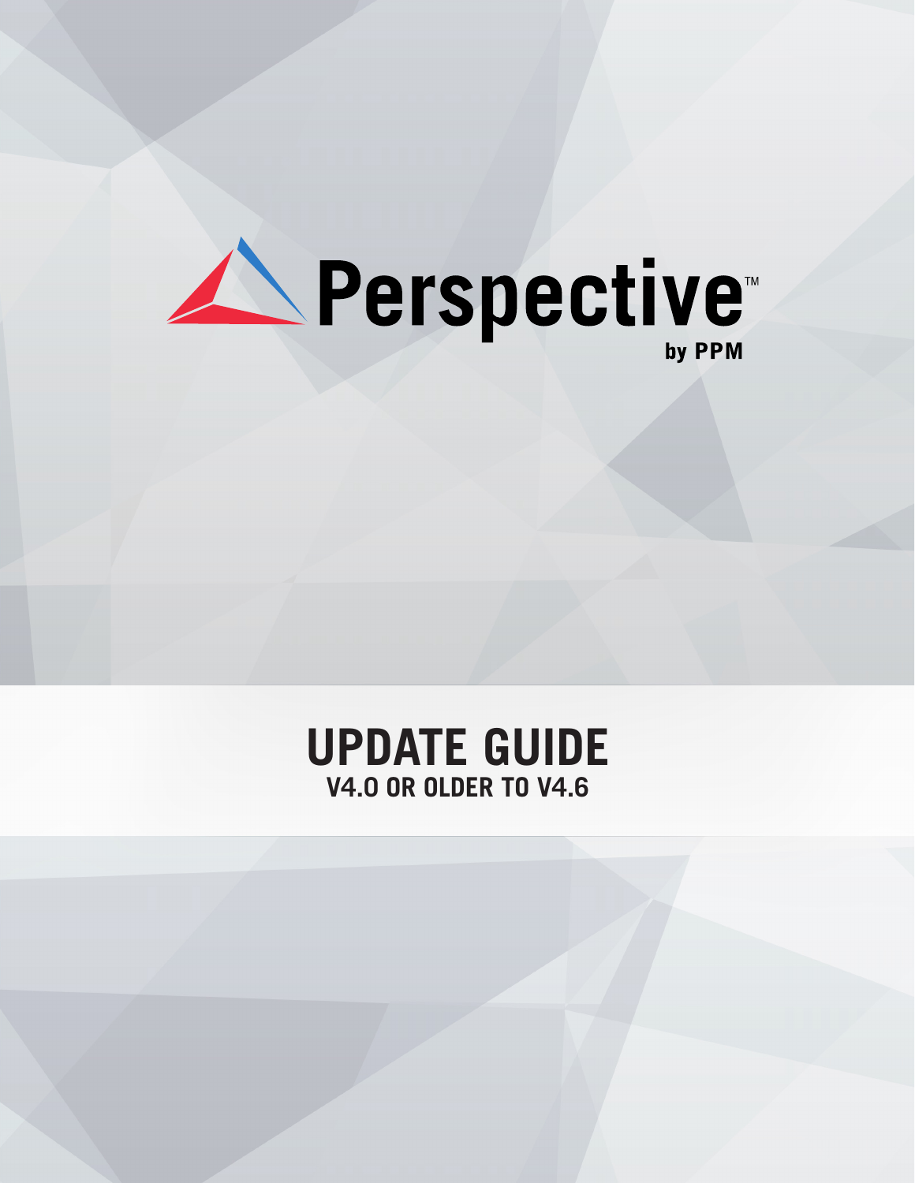# Perspective™

by PPM

# UPDATE GUIDE

## V4.0 OR OLDER TO V4.6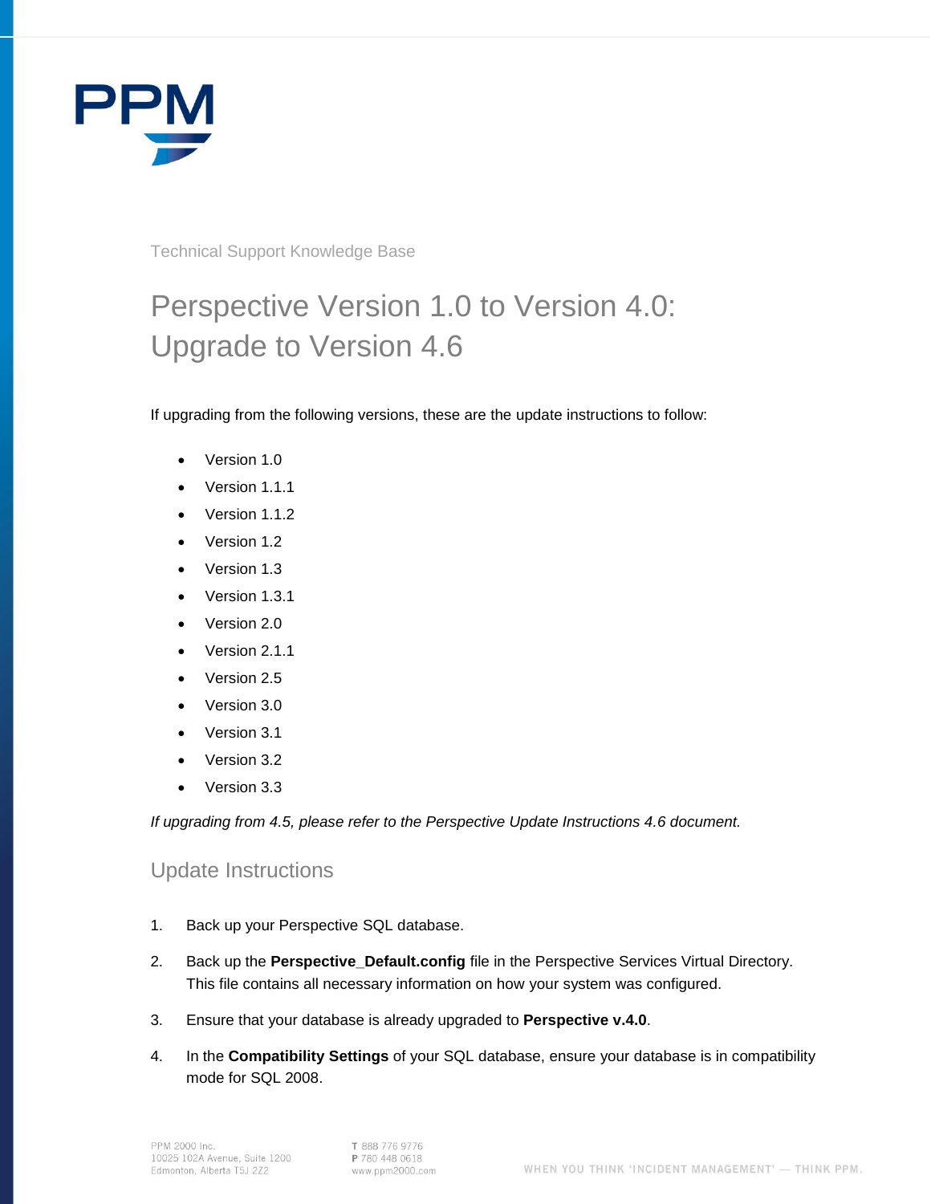Technical Support Knowledge Base

# Perspective Version 1.0 to Version 4.0: Upgrade to Version 4.6

If upgrading from the following versions, these are the update instructions to follow:

- Version 1.0
- Version 1.1.1
- Version 1.1.2
- Version 1.2
- Version 1.3
- Version 1.3.1
- Version 2.0
- Version 2.1.1
- Version 2.5
- Version 3.0
- Version 3.1
- Version 3.2
- Version 3.3

*If upgrading from 4.5, please refer to the Perspective Update Instructions 4.6 document.*

## Update Instructions

1. Back up your Perspective SQL database.
2. Back up the **Perspective_Default.config** file in the Perspective Services Virtual Directory. This file contains all necessary information on how your system was configured.
3. Ensure that your database is already upgraded to **Perspective v.4.0**.
4. In the **Compatibility Settings** of your SQL database, ensure your database is in compatibility mode for SQL 2008.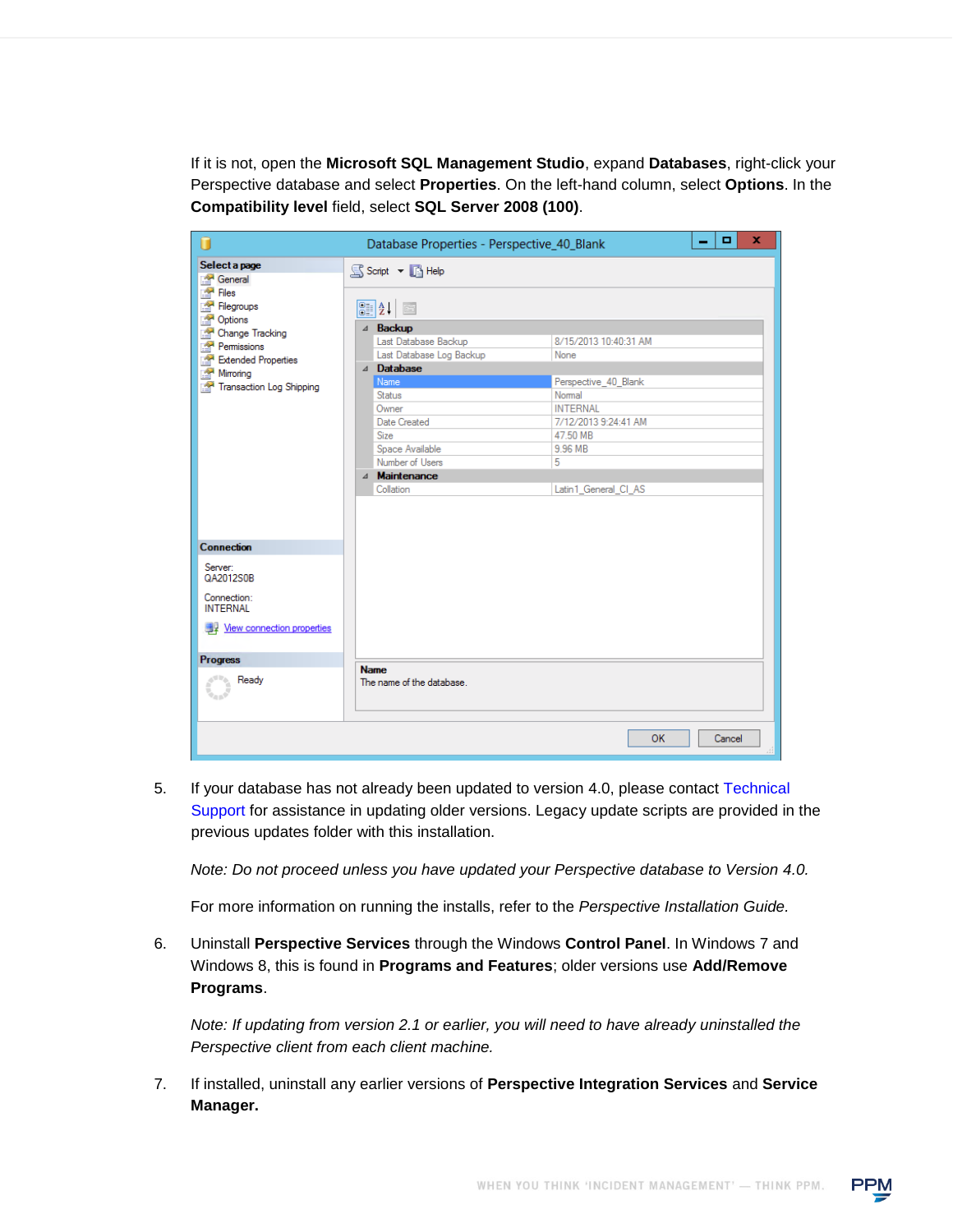If it is not, open the **Microsoft SQL Management Studio**, expand **Databases**, right-click your Perspective database and select **Properties**. On the left-hand column, select **Options**. In the **Compatibility level** field, select **SQL Server 2008 (100)**.

5. If your database has not already been updated to version 4.0, please contact Technical Support for assistance in updating older versions. Legacy update scripts are provided in the previous updates folder with this installation.

   *Note: Do not proceed unless you have updated your Perspective database to Version 4.0.*

   For more information on running the installs, refer to the *Perspective Installation Guide.*

6. Uninstall **Perspective Services** through the Windows **Control Panel**. In Windows 7 and Windows 8, this is found in **Programs and Features**; older versions use **Add/Remove Programs**.

   *Note: If updating from version 2.1 or earlier, you will need to have already uninstalled the Perspective client from each client machine.*

7. If installed, uninstall any earlier versions of **Perspective Integration Services** and **Service Manager.**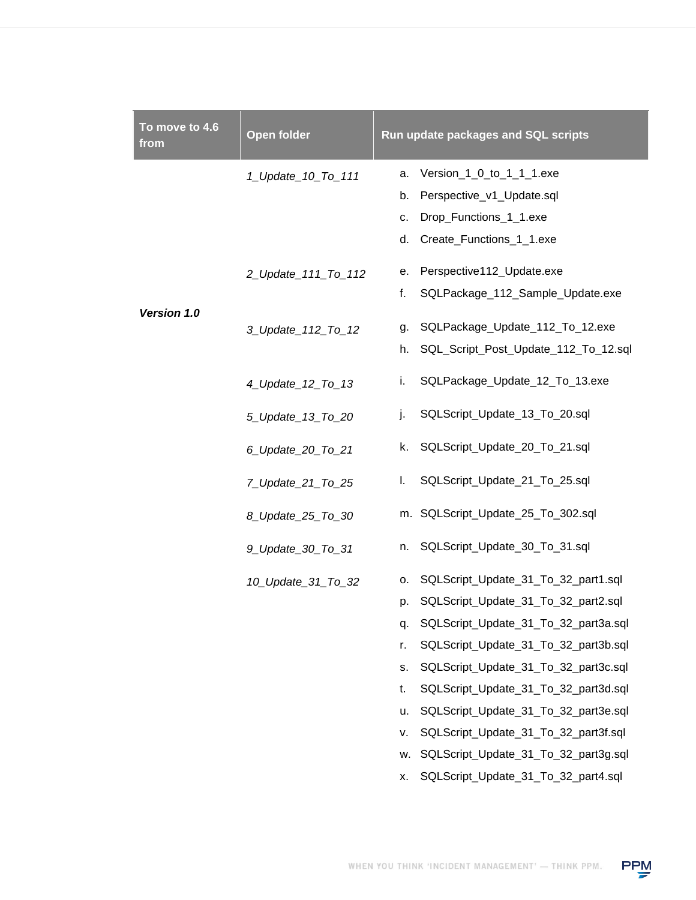| To move to 4.6 from | Open folder | Run update packages and SQL scripts |
|---|---|---|
| ***Version 1.0*** | *1_Update_10_To_111* | a. Version_1_0_to_1_1_1.exe<br>b. Perspective_v1_Update.sql<br>c. Drop_Functions_1_1.exe<br>d. Create_Functions_1_1.exe |
| | *2_Update_111_To_112* | e. Perspective112_Update.exe<br>f. SQLPackage_112_Sample_Update.exe |
| | *3_Update_112_To_12* | g. SQLPackage_Update_112_To_12.exe<br>h. SQL_Script_Post_Update_112_To_12.sql |
| | *4_Update_12_To_13* | i. SQLPackage_Update_12_To_13.exe |
| | *5_Update_13_To_20* | j. SQLScript_Update_13_To_20.sql |
| | *6_Update_20_To_21* | k. SQLScript_Update_20_To_21.sql |
| | *7_Update_21_To_25* | l. SQLScript_Update_21_To_25.sql |
| | *8_Update_25_To_30* | m. SQLScript_Update_25_To_302.sql |
| | *9_Update_30_To_31* | n. SQLScript_Update_30_To_31.sql |
| | *10_Update_31_To_32* | o. SQLScript_Update_31_To_32_part1.sql<br>p. SQLScript_Update_31_To_32_part2.sql<br>q. SQLScript_Update_31_To_32_part3a.sql<br>r. SQLScript_Update_31_To_32_part3b.sql<br>s. SQLScript_Update_31_To_32_part3c.sql<br>t. SQLScript_Update_31_To_32_part3d.sql<br>u. SQLScript_Update_31_To_32_part3e.sql<br>v. SQLScript_Update_31_To_32_part3f.sql<br>w. SQLScript_Update_31_To_32_part3g.sql<br>x. SQLScript_Update_31_To_32_part4.sql |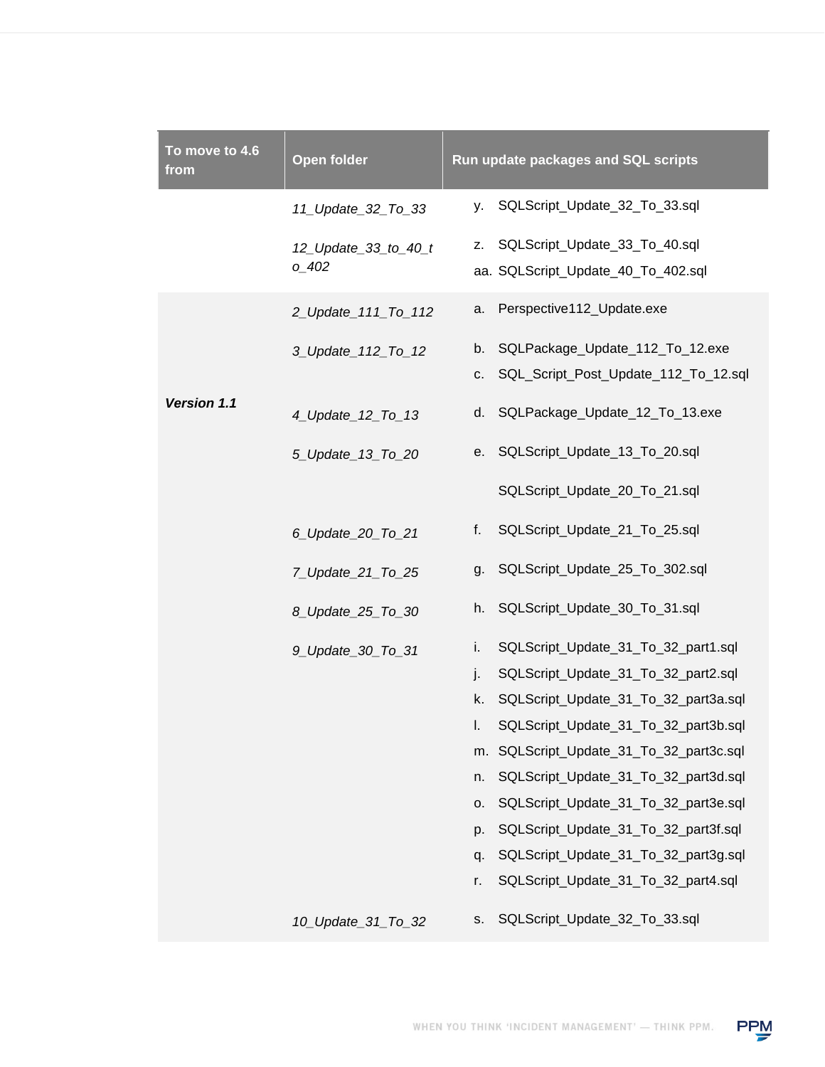| To move to 4.6 from | Open folder | Run update packages and SQL scripts |
|---|---|---|
| | *11_Update_32_To_33* | y. SQLScript_Update_32_To_33.sql |
| | *12_Update_33_to_40_to_402* | z. SQLScript_Update_33_To_40.sql<br>aa. SQLScript_Update_40_To_402.sql |
| ***Version 1.1*** | *2_Update_111_To_112* | a. Perspective112_Update.exe |
| | *3_Update_112_To_12* | b. SQLPackage_Update_112_To_12.exe<br>c. SQL_Script_Post_Update_112_To_12.sql |
| | *4_Update_12_To_13* | d. SQLPackage_Update_12_To_13.exe |
| | *5_Update_13_To_20* | e. SQLScript_Update_13_To_20.sql<br>SQLScript_Update_20_To_21.sql |
| | *6_Update_20_To_21* | f. SQLScript_Update_21_To_25.sql |
| | *7_Update_21_To_25* | g. SQLScript_Update_25_To_302.sql |
| | *8_Update_25_To_30* | h. SQLScript_Update_30_To_31.sql |
| | *9_Update_30_To_31* | i. SQLScript_Update_31_To_32_part1.sql<br>j. SQLScript_Update_31_To_32_part2.sql<br>k. SQLScript_Update_31_To_32_part3a.sql<br>l. SQLScript_Update_31_To_32_part3b.sql<br>m. SQLScript_Update_31_To_32_part3c.sql<br>n. SQLScript_Update_31_To_32_part3d.sql<br>o. SQLScript_Update_31_To_32_part3e.sql<br>p. SQLScript_Update_31_To_32_part3f.sql<br>q. SQLScript_Update_31_To_32_part3g.sql<br>r. SQLScript_Update_31_To_32_part4.sql |
| | *10_Update_31_To_32* | s. SQLScript_Update_32_To_33.sql |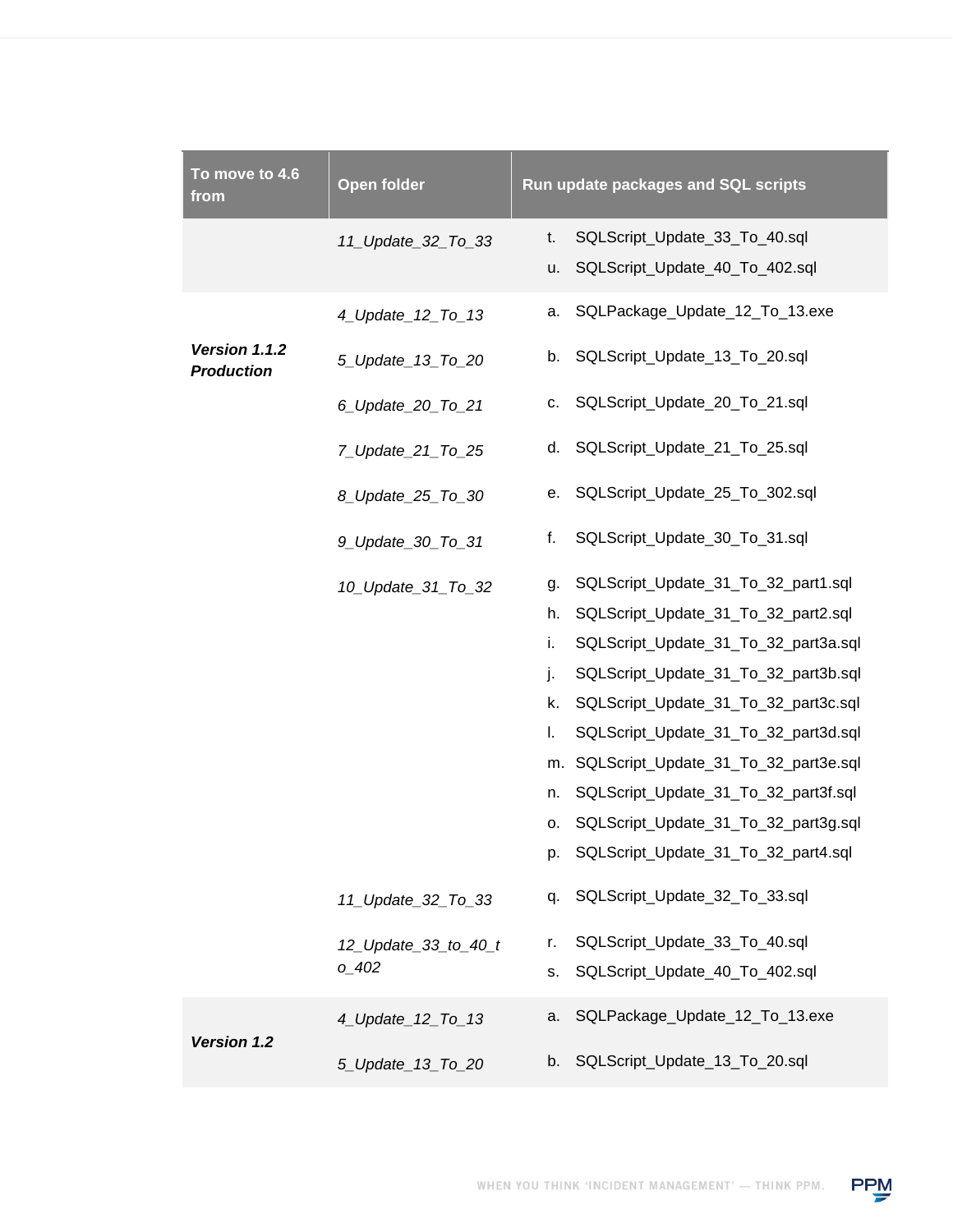| To move to 4.6 from | Open folder | Run update packages and SQL scripts |
|---|---|---|
| | *11_Update_32_To_33* | t. SQLScript_Update_33_To_40.sql<br>u. SQLScript_Update_40_To_402.sql |
| ***Version 1.1.2 Production*** | *4_Update_12_To_13* | a. SQLPackage_Update_12_To_13.exe |
| | *5_Update_13_To_20* | b. SQLScript_Update_13_To_20.sql |
| | *6_Update_20_To_21* | c. SQLScript_Update_20_To_21.sql |
| | *7_Update_21_To_25* | d. SQLScript_Update_21_To_25.sql |
| | *8_Update_25_To_30* | e. SQLScript_Update_25_To_302.sql |
| | *9_Update_30_To_31* | f. SQLScript_Update_30_To_31.sql |
| | *10_Update_31_To_32* | g. SQLScript_Update_31_To_32_part1.sql<br>h. SQLScript_Update_31_To_32_part2.sql<br>i. SQLScript_Update_31_To_32_part3a.sql<br>j. SQLScript_Update_31_To_32_part3b.sql<br>k. SQLScript_Update_31_To_32_part3c.sql<br>l. SQLScript_Update_31_To_32_part3d.sql<br>m. SQLScript_Update_31_To_32_part3e.sql<br>n. SQLScript_Update_31_To_32_part3f.sql<br>o. SQLScript_Update_31_To_32_part3g.sql<br>p. SQLScript_Update_31_To_32_part4.sql |
| | *11_Update_32_To_33* | q. SQLScript_Update_32_To_33.sql |
| | *12_Update_33_to_40_to_402* | r. SQLScript_Update_33_To_40.sql<br>s. SQLScript_Update_40_To_402.sql |
| ***Version 1.2*** | *4_Update_12_To_13* | a. SQLPackage_Update_12_To_13.exe |
| | *5_Update_13_To_20* | b. SQLScript_Update_13_To_20.sql |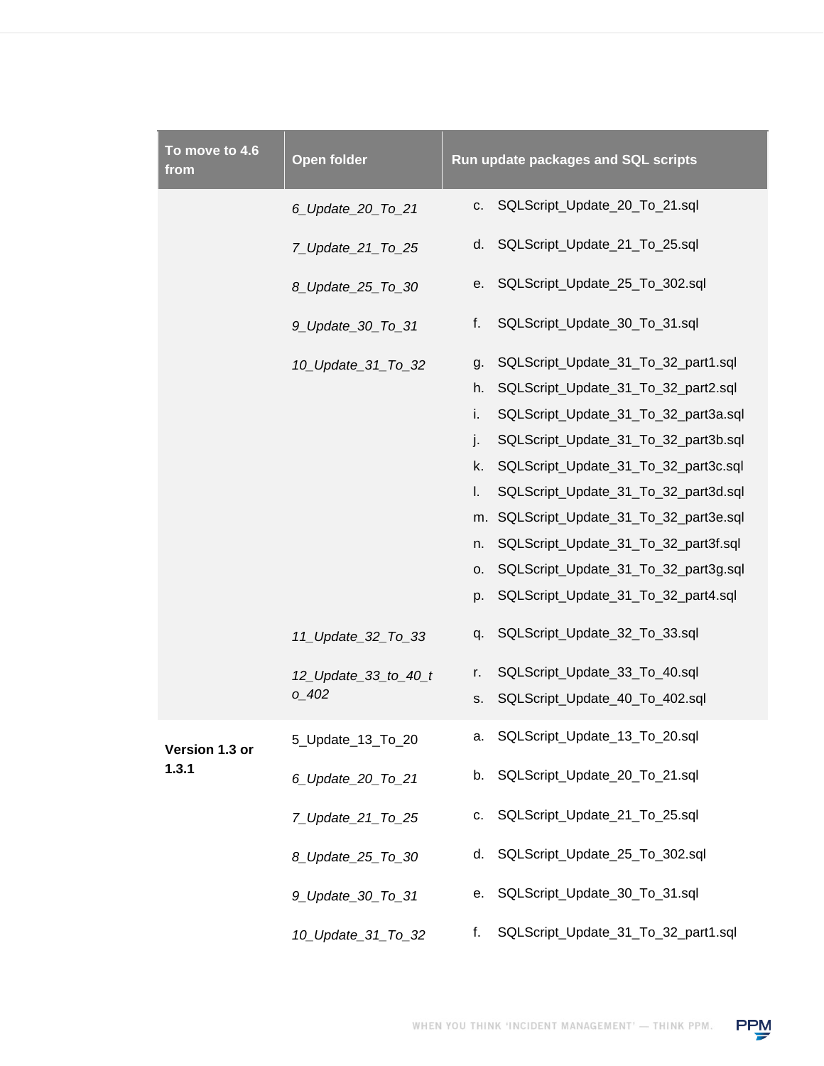| To move to 4.6 from | Open folder | Run update packages and SQL scripts |
|---|---|---|
| | *6_Update_20_To_21* | c. SQLScript_Update_20_To_21.sql |
| | *7_Update_21_To_25* | d. SQLScript_Update_21_To_25.sql |
| | *8_Update_25_To_30* | e. SQLScript_Update_25_To_302.sql |
| | *9_Update_30_To_31* | f. SQLScript_Update_30_To_31.sql |
| | *10_Update_31_To_32* | g. SQLScript_Update_31_To_32_part1.sql<br>h. SQLScript_Update_31_To_32_part2.sql<br>i. SQLScript_Update_31_To_32_part3a.sql<br>j. SQLScript_Update_31_To_32_part3b.sql<br>k. SQLScript_Update_31_To_32_part3c.sql<br>l. SQLScript_Update_31_To_32_part3d.sql<br>m. SQLScript_Update_31_To_32_part3e.sql<br>n. SQLScript_Update_31_To_32_part3f.sql<br>o. SQLScript_Update_31_To_32_part3g.sql<br>p. SQLScript_Update_31_To_32_part4.sql |
| | *11_Update_32_To_33* | q. SQLScript_Update_32_To_33.sql |
| | *12_Update_33_to_40_to_402* | r. SQLScript_Update_33_To_40.sql<br>s. SQLScript_Update_40_To_402.sql |
| **Version 1.3 or 1.3.1** | 5_Update_13_To_20 | a. SQLScript_Update_13_To_20.sql |
| | *6_Update_20_To_21* | b. SQLScript_Update_20_To_21.sql |
| | *7_Update_21_To_25* | c. SQLScript_Update_21_To_25.sql |
| | *8_Update_25_To_30* | d. SQLScript_Update_25_To_302.sql |
| | *9_Update_30_To_31* | e. SQLScript_Update_30_To_31.sql |
| | *10_Update_31_To_32* | f. SQLScript_Update_31_To_32_part1.sql |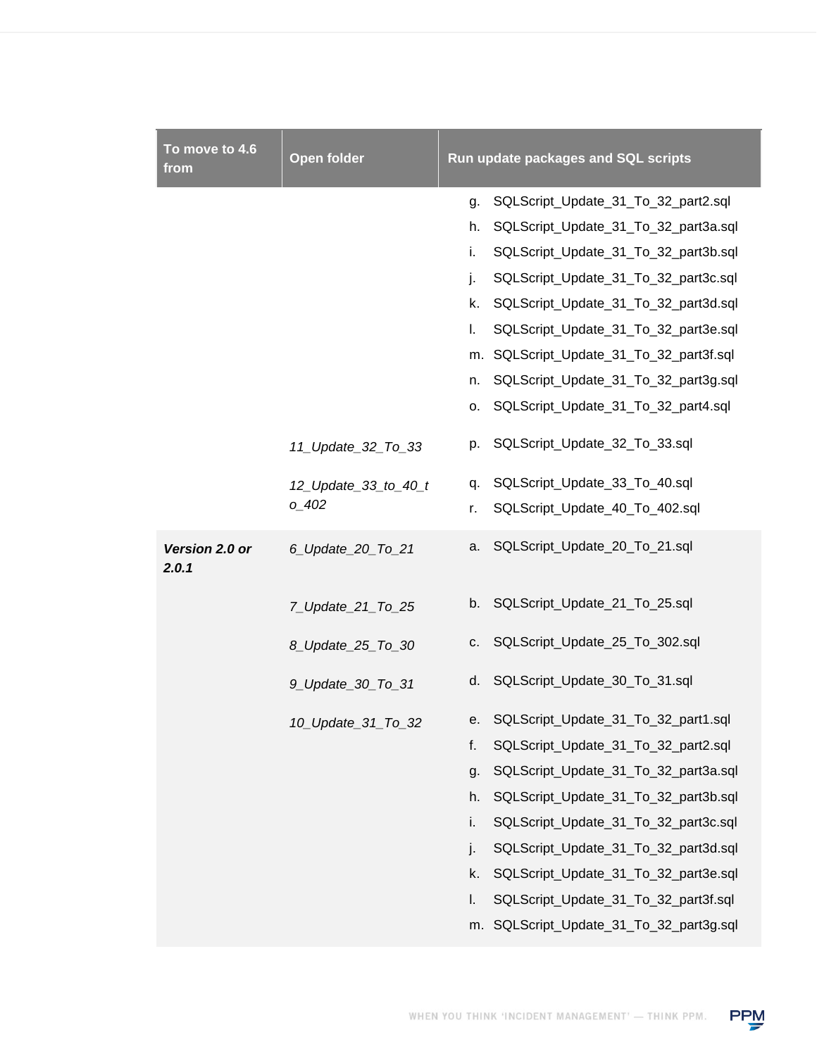| To move to 4.6 from | Open folder | Run update packages and SQL scripts |
|---|---|---|
| | | g. SQLScript_Update_31_To_32_part2.sql<br>h. SQLScript_Update_31_To_32_part3a.sql<br>i. SQLScript_Update_31_To_32_part3b.sql<br>j. SQLScript_Update_31_To_32_part3c.sql<br>k. SQLScript_Update_31_To_32_part3d.sql<br>l. SQLScript_Update_31_To_32_part3e.sql<br>m. SQLScript_Update_31_To_32_part3f.sql<br>n. SQLScript_Update_31_To_32_part3g.sql<br>o. SQLScript_Update_31_To_32_part4.sql |
| | *11_Update_32_To_33* | p. SQLScript_Update_32_To_33.sql |
| | *12_Update_33_to_40_to_402* | q. SQLScript_Update_33_To_40.sql<br>r. SQLScript_Update_40_To_402.sql |
| ***Version 2.0 or 2.0.1*** | *6_Update_20_To_21* | a. SQLScript_Update_20_To_21.sql |
| | *7_Update_21_To_25* | b. SQLScript_Update_21_To_25.sql |
| | *8_Update_25_To_30* | c. SQLScript_Update_25_To_302.sql |
| | *9_Update_30_To_31* | d. SQLScript_Update_30_To_31.sql |
| | *10_Update_31_To_32* | e. SQLScript_Update_31_To_32_part1.sql<br>f. SQLScript_Update_31_To_32_part2.sql<br>g. SQLScript_Update_31_To_32_part3a.sql<br>h. SQLScript_Update_31_To_32_part3b.sql<br>i. SQLScript_Update_31_To_32_part3c.sql<br>j. SQLScript_Update_31_To_32_part3d.sql<br>k. SQLScript_Update_31_To_32_part3e.sql<br>l. SQLScript_Update_31_To_32_part3f.sql<br>m. SQLScript_Update_31_To_32_part3g.sql |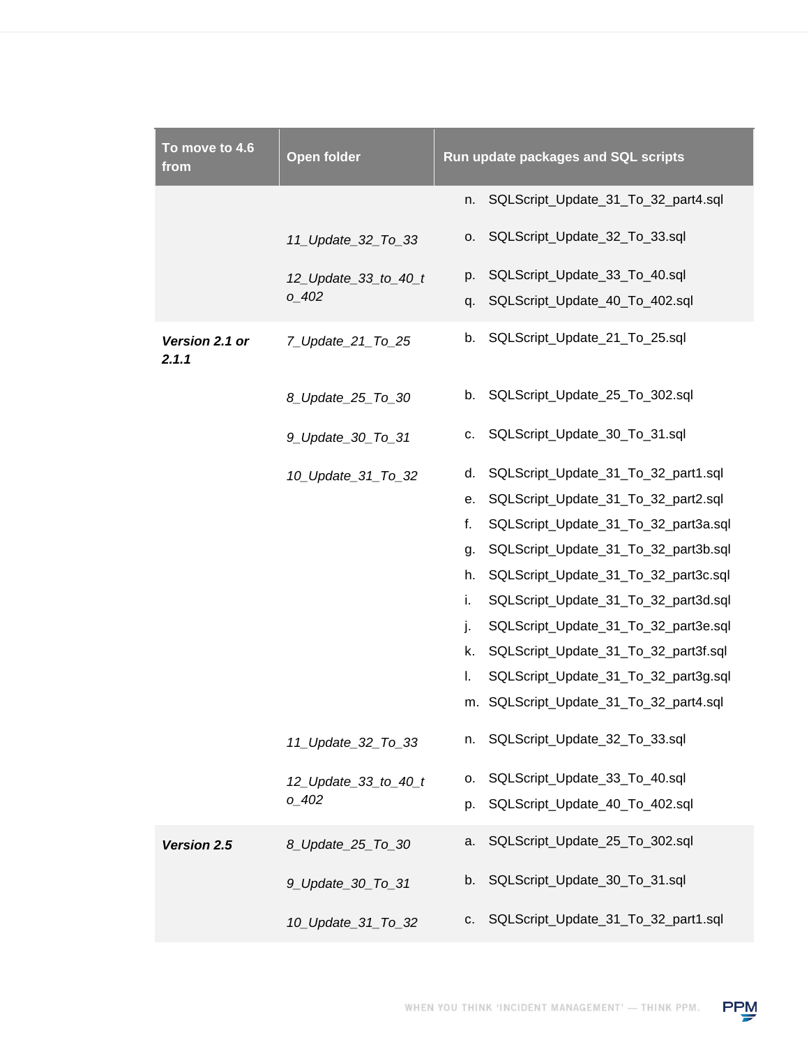| To move to 4.6 from | Open folder | Run update packages and SQL scripts |
| --- | --- | --- |
| | | n. SQLScript_Update_31_To_32_part4.sql |
| | *11_Update_32_To_33* | o. SQLScript_Update_32_To_33.sql |
| | *12_Update_33_to_40_to_402* | p. SQLScript_Update_33_To_40.sql<br>q. SQLScript_Update_40_To_402.sql |
| ***Version 2.1 or 2.1.1*** | *7_Update_21_To_25* | b. SQLScript_Update_21_To_25.sql |
| | *8_Update_25_To_30* | b. SQLScript_Update_25_To_302.sql |
| | *9_Update_30_To_31* | c. SQLScript_Update_30_To_31.sql |
| | *10_Update_31_To_32* | d. SQLScript_Update_31_To_32_part1.sql<br>e. SQLScript_Update_31_To_32_part2.sql<br>f. SQLScript_Update_31_To_32_part3a.sql<br>g. SQLScript_Update_31_To_32_part3b.sql<br>h. SQLScript_Update_31_To_32_part3c.sql<br>i. SQLScript_Update_31_To_32_part3d.sql<br>j. SQLScript_Update_31_To_32_part3e.sql<br>k. SQLScript_Update_31_To_32_part3f.sql<br>l. SQLScript_Update_31_To_32_part3g.sql<br>m. SQLScript_Update_31_To_32_part4.sql |
| | *11_Update_32_To_33* | n. SQLScript_Update_32_To_33.sql |
| | *12_Update_33_to_40_to_402* | o. SQLScript_Update_33_To_40.sql<br>p. SQLScript_Update_40_To_402.sql |
| ***Version 2.5*** | *8_Update_25_To_30* | a. SQLScript_Update_25_To_302.sql |
| | *9_Update_30_To_31* | b. SQLScript_Update_30_To_31.sql |
| | *10_Update_31_To_32* | c. SQLScript_Update_31_To_32_part1.sql |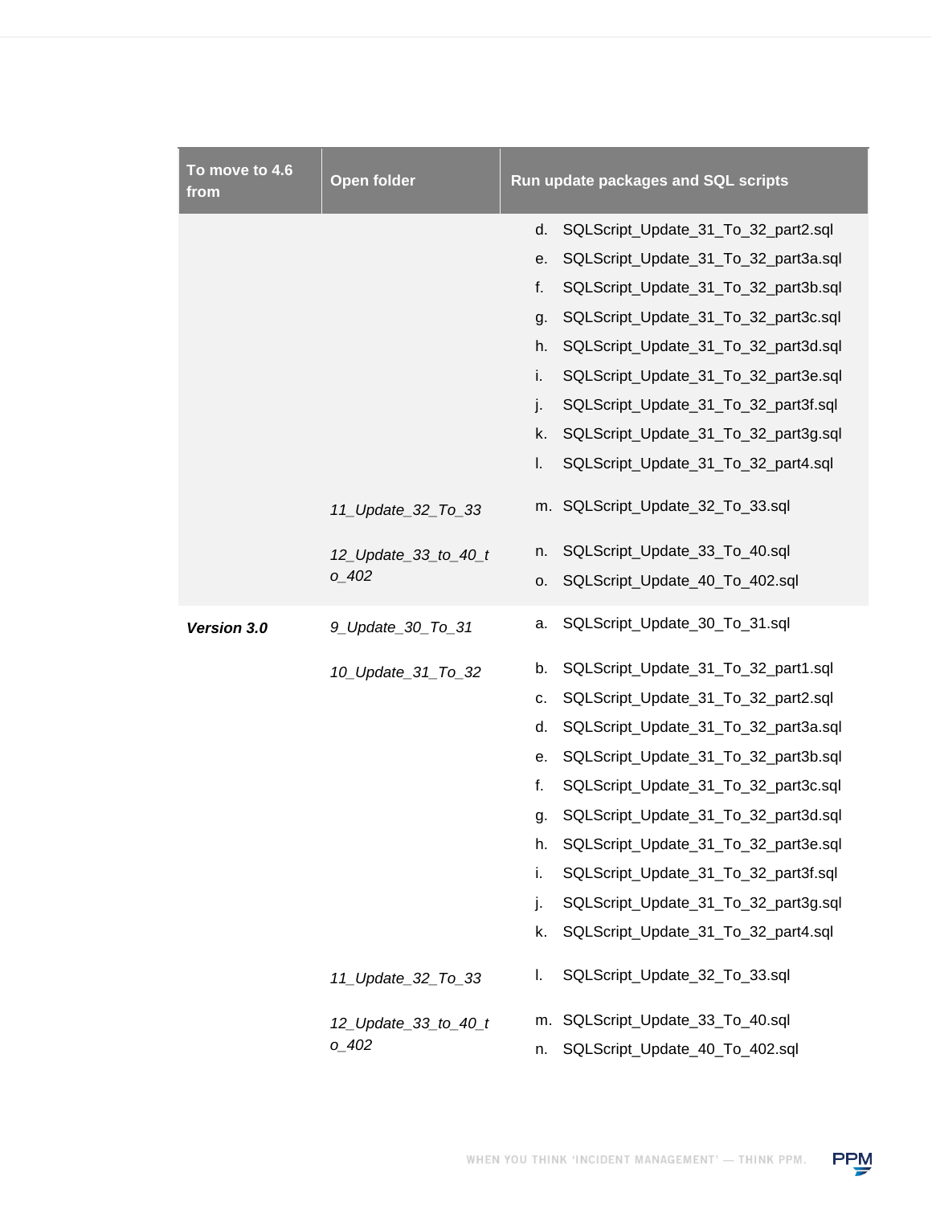| To move to 4.6 from | Open folder | Run update packages and SQL scripts |
|---|---|---|
| | | d. SQLScript_Update_31_To_32_part2.sql |
| | | e. SQLScript_Update_31_To_32_part3a.sql |
| | | f. SQLScript_Update_31_To_32_part3b.sql |
| | | g. SQLScript_Update_31_To_32_part3c.sql |
| | | h. SQLScript_Update_31_To_32_part3d.sql |
| | | i. SQLScript_Update_31_To_32_part3e.sql |
| | | j. SQLScript_Update_31_To_32_part3f.sql |
| | | k. SQLScript_Update_31_To_32_part3g.sql |
| | | l. SQLScript_Update_31_To_32_part4.sql |
| | *11_Update_32_To_33* | m. SQLScript_Update_32_To_33.sql |
| | *12_Update_33_to_40_to_402* | n. SQLScript_Update_33_To_40.sql |
| | | o. SQLScript_Update_40_To_402.sql |
| ***Version 3.0*** | *9_Update_30_To_31* | a. SQLScript_Update_30_To_31.sql |
| | *10_Update_31_To_32* | b. SQLScript_Update_31_To_32_part1.sql |
| | | c. SQLScript_Update_31_To_32_part2.sql |
| | | d. SQLScript_Update_31_To_32_part3a.sql |
| | | e. SQLScript_Update_31_To_32_part3b.sql |
| | | f. SQLScript_Update_31_To_32_part3c.sql |
| | | g. SQLScript_Update_31_To_32_part3d.sql |
| | | h. SQLScript_Update_31_To_32_part3e.sql |
| | | i. SQLScript_Update_31_To_32_part3f.sql |
| | | j. SQLScript_Update_31_To_32_part3g.sql |
| | | k. SQLScript_Update_31_To_32_part4.sql |
| | *11_Update_32_To_33* | l. SQLScript_Update_32_To_33.sql |
| | *12_Update_33_to_40_to_402* | m. SQLScript_Update_33_To_40.sql |
| | | n. SQLScript_Update_40_To_402.sql |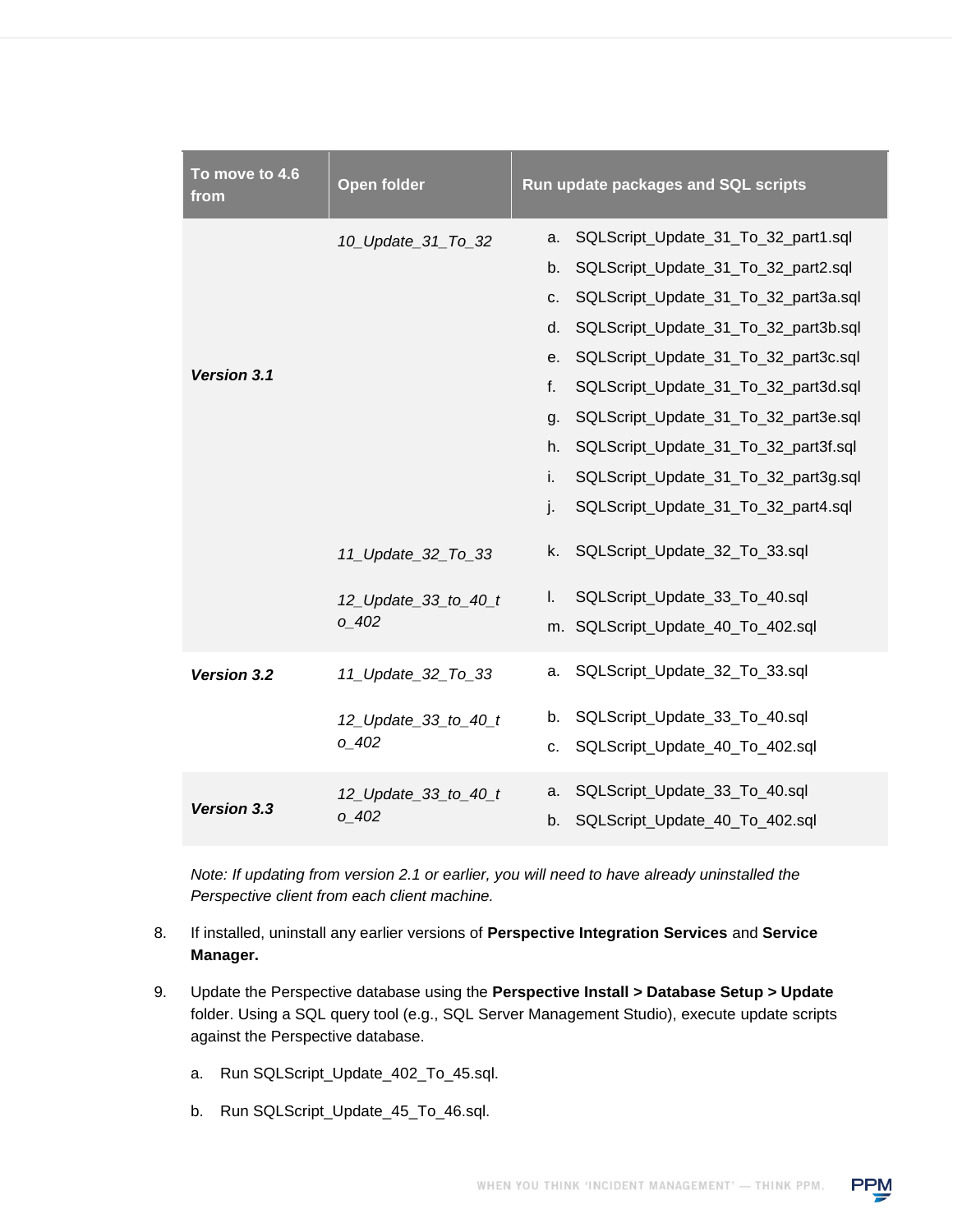| To move to 4.6 from | Open folder | Run update packages and SQL scripts |
|---|---|---|
| ***Version 3.1*** | *10_Update_31_To_32* | a. SQLScript_Update_31_To_32_part1.sql<br>b. SQLScript_Update_31_To_32_part2.sql<br>c. SQLScript_Update_31_To_32_part3a.sql<br>d. SQLScript_Update_31_To_32_part3b.sql<br>e. SQLScript_Update_31_To_32_part3c.sql<br>f. SQLScript_Update_31_To_32_part3d.sql<br>g. SQLScript_Update_31_To_32_part3e.sql<br>h. SQLScript_Update_31_To_32_part3f.sql<br>i. SQLScript_Update_31_To_32_part3g.sql<br>j. SQLScript_Update_31_To_32_part4.sql |
| | *11_Update_32_To_33* | k. SQLScript_Update_32_To_33.sql |
| | *12_Update_33_to_40_to_402* | l. SQLScript_Update_33_To_40.sql<br>m. SQLScript_Update_40_To_402.sql |
| ***Version 3.2*** | *11_Update_32_To_33* | a. SQLScript_Update_32_To_33.sql |
| | *12_Update_33_to_40_to_402* | b. SQLScript_Update_33_To_40.sql<br>c. SQLScript_Update_40_To_402.sql |
| ***Version 3.3*** | *12_Update_33_to_40_to_402* | a. SQLScript_Update_33_To_40.sql<br>b. SQLScript_Update_40_To_402.sql |

*Note: If updating from version 2.1 or earlier, you will need to have already uninstalled the Perspective client from each client machine.*

8. If installed, uninstall any earlier versions of **Perspective Integration Services** and **Service Manager.**

9. Update the Perspective database using the **Perspective Install > Database Setup > Update** folder. Using a SQL query tool (e.g., SQL Server Management Studio), execute update scripts against the Perspective database.

   a. Run SQLScript_Update_402_To_45.sql.

   b. Run SQLScript_Update_45_To_46.sql.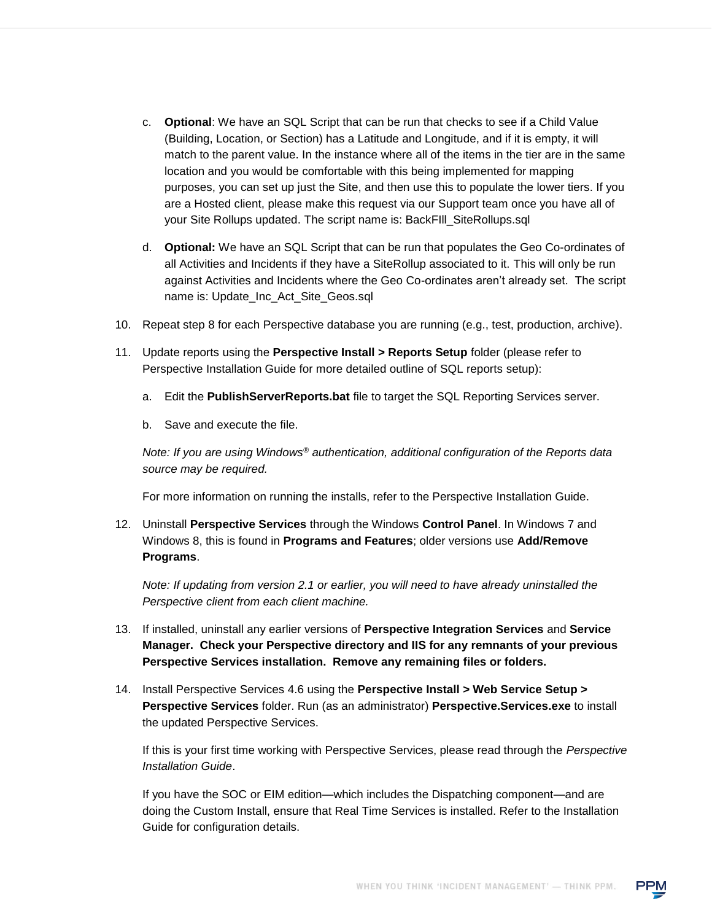c. **Optional**: We have an SQL Script that can be run that checks to see if a Child Value (Building, Location, or Section) has a Latitude and Longitude, and if it is empty, it will match to the parent value. In the instance where all of the items in the tier are in the same location and you would be comfortable with this being implemented for mapping purposes, you can set up just the Site, and then use this to populate the lower tiers. If you are a Hosted client, please make this request via our Support team once you have all of your Site Rollups updated. The script name is: BackFIll_SiteRollups.sql

d. **Optional:** We have an SQL Script that can be run that populates the Geo Co-ordinates of all Activities and Incidents if they have a SiteRollup associated to it. This will only be run against Activities and Incidents where the Geo Co-ordinates aren't already set. The script name is: Update_Inc_Act_Site_Geos.sql

10. Repeat step 8 for each Perspective database you are running (e.g., test, production, archive).

11. Update reports using the **Perspective Install > Reports Setup** folder (please refer to Perspective Installation Guide for more detailed outline of SQL reports setup):

    a. Edit the **PublishServerReports.bat** file to target the SQL Reporting Services server.

    b. Save and execute the file.

    *Note: If you are using Windows® authentication, additional configuration of the Reports data source may be required.*

    For more information on running the installs, refer to the Perspective Installation Guide.

12. Uninstall **Perspective Services** through the Windows **Control Panel**. In Windows 7 and Windows 8, this is found in **Programs and Features**; older versions use **Add/Remove Programs**.

    *Note: If updating from version 2.1 or earlier, you will need to have already uninstalled the Perspective client from each client machine.*

13. If installed, uninstall any earlier versions of **Perspective Integration Services** and **Service Manager. Check your Perspective directory and IIS for any remnants of your previous Perspective Services installation. Remove any remaining files or folders.**

14. Install Perspective Services 4.6 using the **Perspective Install > Web Service Setup > Perspective Services** folder. Run (as an administrator) **Perspective.Services.exe** to install the updated Perspective Services.

    If this is your first time working with Perspective Services, please read through the *Perspective Installation Guide*.

    If you have the SOC or EIM edition—which includes the Dispatching component—and are doing the Custom Install, ensure that Real Time Services is installed. Refer to the Installation Guide for configuration details.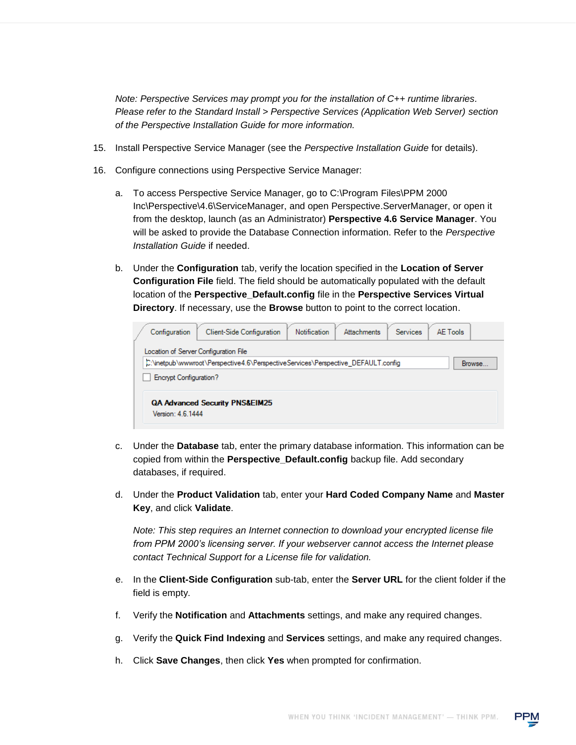*Note: Perspective Services may prompt you for the installation of C++ runtime libraries. Please refer to the Standard Install > Perspective Services (Application Web Server) section of the Perspective Installation Guide for more information.*

15. Install Perspective Service Manager (see the *Perspective Installation Guide* for details).

16. Configure connections using Perspective Service Manager:

    a. To access Perspective Service Manager, go to C:\Program Files\PPM 2000 Inc\Perspective\4.6\ServiceManager, and open Perspective.ServerManager, or open it from the desktop, launch (as an Administrator) **Perspective 4.6 Service Manager**. You will be asked to provide the Database Connection information. Refer to the *Perspective Installation Guide* if needed.

    b. Under the **Configuration** tab, verify the location specified in the **Location of Server Configuration File** field. The field should be automatically populated with the default location of the **Perspective_Default.config** file in the **Perspective Services Virtual Directory**. If necessary, use the **Browse** button to point to the correct location.

    c. Under the **Database** tab, enter the primary database information. This information can be copied from within the **Perspective_Default.config** backup file. Add secondary databases, if required.

    d. Under the **Product Validation** tab, enter your **Hard Coded Company Name** and **Master Key**, and click **Validate**.

       *Note: This step requires an Internet connection to download your encrypted license file from PPM 2000's licensing server. If your webserver cannot access the Internet please contact Technical Support for a License file for validation.*

    e. In the **Client-Side Configuration** sub-tab, enter the **Server URL** for the client folder if the field is empty.

    f. Verify the **Notification** and **Attachments** settings, and make any required changes.

    g. Verify the **Quick Find Indexing** and **Services** settings, and make any required changes.

    h. Click **Save Changes**, then click **Yes** when prompted for confirmation.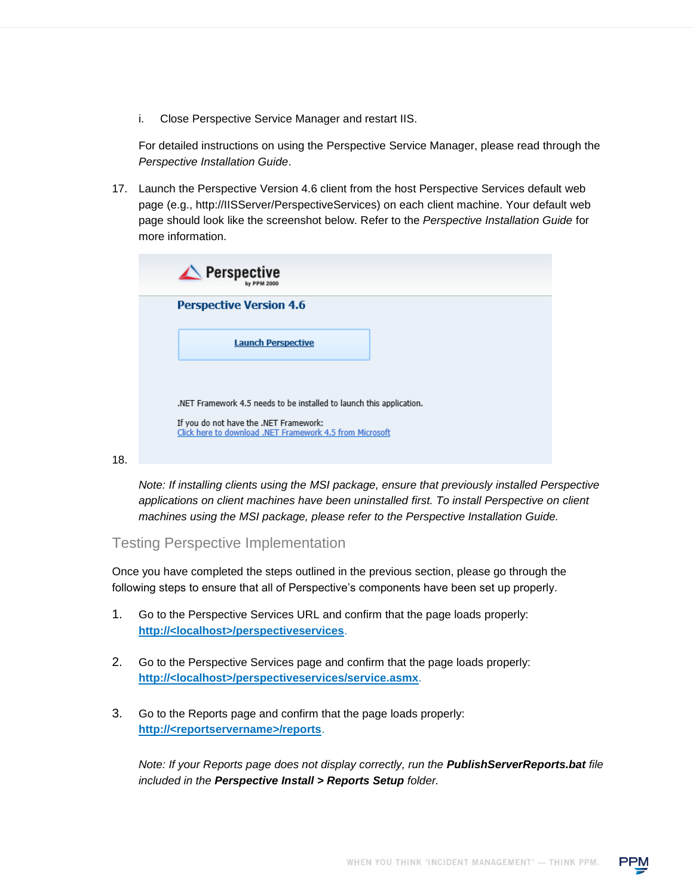i. Close Perspective Service Manager and restart IIS.

For detailed instructions on using the Perspective Service Manager, please read through the *Perspective Installation Guide*.

17. Launch the Perspective Version 4.6 client from the host Perspective Services default web page (e.g., http://IISServer/PerspectiveServices) on each client machine. Your default web page should look like the screenshot below. Refer to the *Perspective Installation Guide* for more information.

Perspective
by PPM 2000

Perspective Version 4.6

Launch Perspective

.NET Framework 4.5 needs to be installed to launch this application.

If you do not have the .NET Framework:
Click here to download .NET Framework 4.5 from Microsoft

18.

*Note: If installing clients using the MSI package, ensure that previously installed Perspective applications on client machines have been uninstalled first. To install Perspective on client machines using the MSI package, please refer to the Perspective Installation Guide.*

## Testing Perspective Implementation

Once you have completed the steps outlined in the previous section, please go through the following steps to ensure that all of Perspective's components have been set up properly.

1. Go to the Perspective Services URL and confirm that the page loads properly: **http://<localhost>/perspectiveservices**.

2. Go to the Perspective Services page and confirm that the page loads properly: **http://<localhost>/perspectiveservices/service.asmx**.

3. Go to the Reports page and confirm that the page loads properly: **http://<reportservername>/reports**.

*Note: If your Reports page does not display correctly, run the* ***PublishServerReports.bat*** *file included in the* ***Perspective Install > Reports Setup*** *folder.*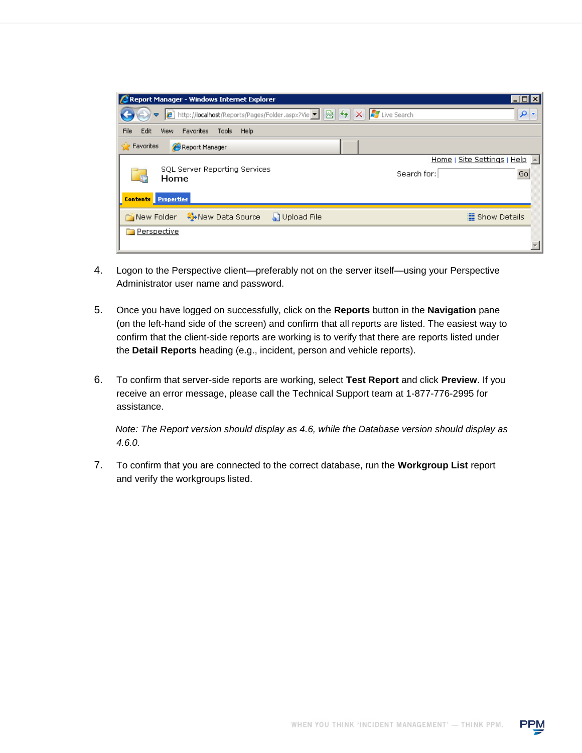4. Logon to the Perspective client—preferably not on the server itself—using your Perspective Administrator user name and password.

5. Once you have logged on successfully, click on the **Reports** button in the **Navigation** pane (on the left-hand side of the screen) and confirm that all reports are listed. The easiest way to confirm that the client-side reports are working is to verify that there are reports listed under the **Detail Reports** heading (e.g., incident, person and vehicle reports).

6. To confirm that server-side reports are working, select **Test Report** and click **Preview**. If you receive an error message, please call the Technical Support team at 1-877-776-2995 for assistance.

   *Note: The Report version should display as 4.6, while the Database version should display as 4.6.0.*

7. To confirm that you are connected to the correct database, run the **Workgroup List** report and verify the workgroups listed.